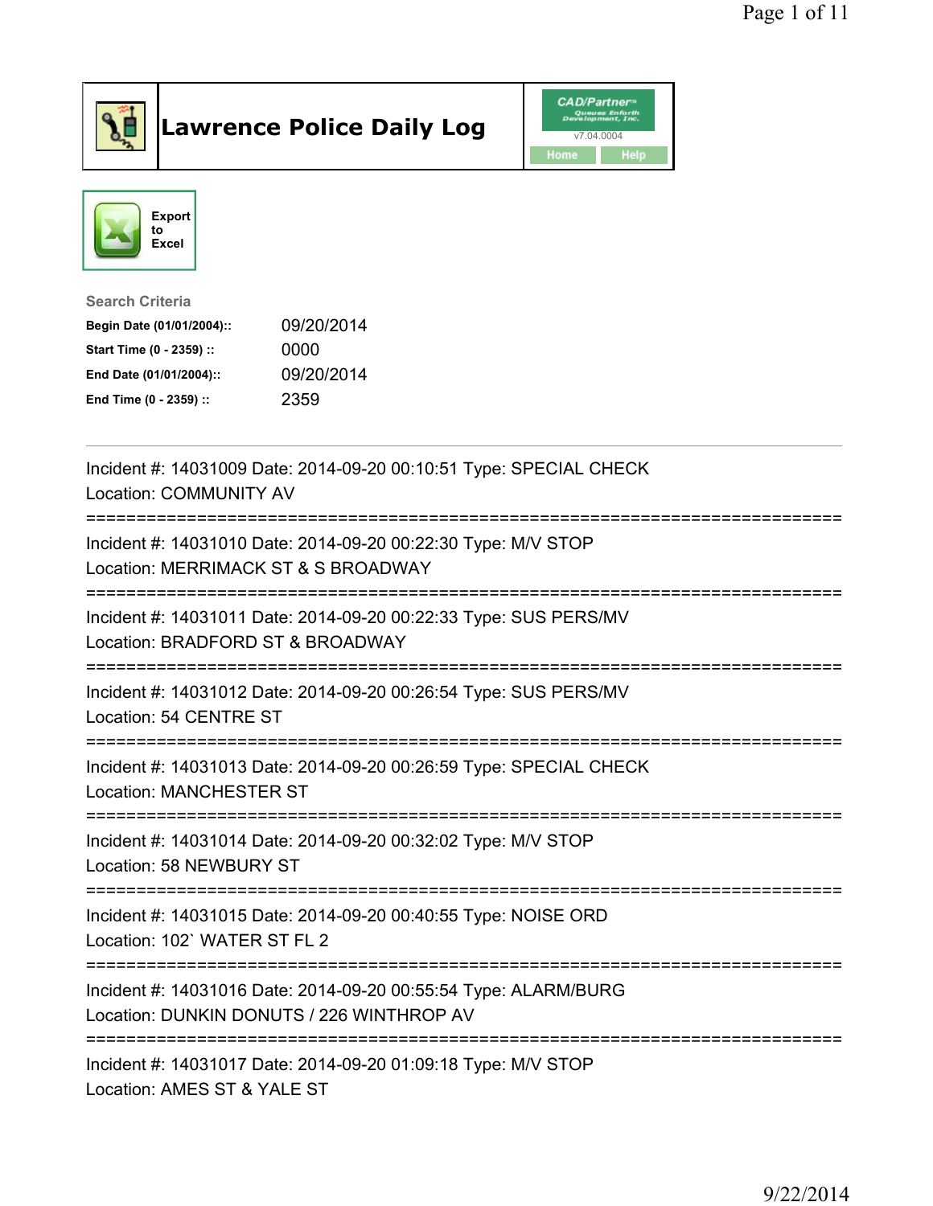# Lawrence Police Daily Log

CAD/Partner™ Queues Enforth Development, Inc.
v7.04.0004

Home Help

Export to Excel

**Search Criteria**

| | |
|---|---|
| **Begin Date (01/01/2004)::** | 09/20/2014 |
| **Start Time (0 - 2359) ::** | 0000 |
| **End Date (01/01/2004)::** | 09/20/2014 |
| **End Time (0 - 2359) ::** | 2359 |

---

Incident #: 14031009 Date: 2014-09-20 00:10:51 Type: SPECIAL CHECK
Location: COMMUNITY AV

===========================================================================

Incident #: 14031010 Date: 2014-09-20 00:22:30 Type: M/V STOP
Location: MERRIMACK ST & S BROADWAY

===========================================================================

Incident #: 14031011 Date: 2014-09-20 00:22:33 Type: SUS PERS/MV
Location: BRADFORD ST & BROADWAY

===========================================================================

Incident #: 14031012 Date: 2014-09-20 00:26:54 Type: SUS PERS/MV
Location: 54 CENTRE ST

===========================================================================

Incident #: 14031013 Date: 2014-09-20 00:26:59 Type: SPECIAL CHECK
Location: MANCHESTER ST

===========================================================================

Incident #: 14031014 Date: 2014-09-20 00:32:02 Type: M/V STOP
Location: 58 NEWBURY ST

===========================================================================

Incident #: 14031015 Date: 2014-09-20 00:40:55 Type: NOISE ORD
Location: 102` WATER ST FL 2

===========================================================================

Incident #: 14031016 Date: 2014-09-20 00:55:54 Type: ALARM/BURG
Location: DUNKIN DONUTS / 226 WINTHROP AV

===========================================================================

Incident #: 14031017 Date: 2014-09-20 01:09:18 Type: M/V STOP
Location: AMES ST & YALE ST

9/22/2014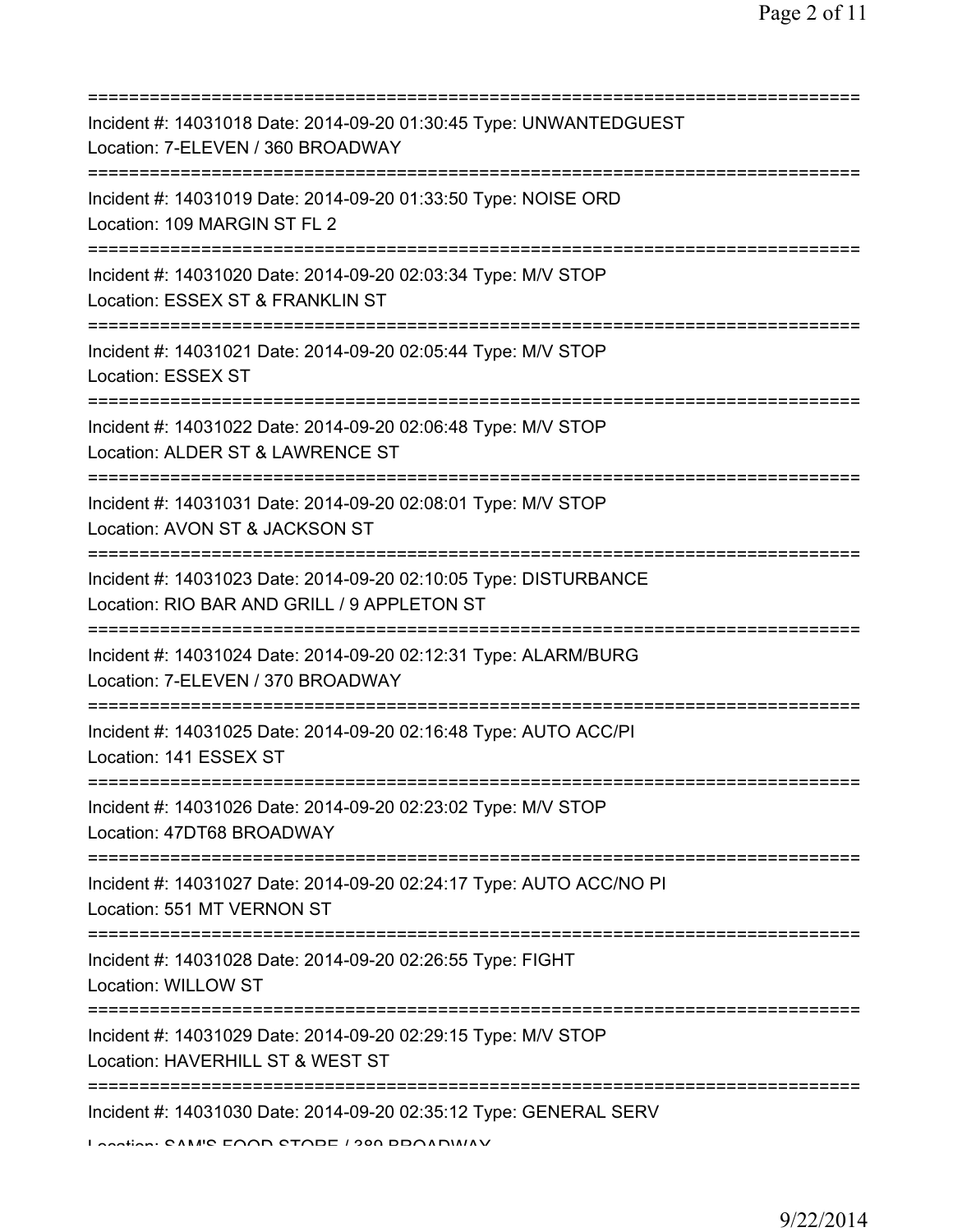Incident #: 14031018 Date: 2014-09-20 01:30:45 Type: UNWANTEDGUEST
Location: 7-ELEVEN / 360 BROADWAY

Incident #: 14031019 Date: 2014-09-20 01:33:50 Type: NOISE ORD
Location: 109 MARGIN ST FL 2

Incident #: 14031020 Date: 2014-09-20 02:03:34 Type: M/V STOP
Location: ESSEX ST & FRANKLIN ST

Incident #: 14031021 Date: 2014-09-20 02:05:44 Type: M/V STOP
Location: ESSEX ST

Incident #: 14031022 Date: 2014-09-20 02:06:48 Type: M/V STOP
Location: ALDER ST & LAWRENCE ST

Incident #: 14031031 Date: 2014-09-20 02:08:01 Type: M/V STOP
Location: AVON ST & JACKSON ST

Incident #: 14031023 Date: 2014-09-20 02:10:05 Type: DISTURBANCE
Location: RIO BAR AND GRILL / 9 APPLETON ST

Incident #: 14031024 Date: 2014-09-20 02:12:31 Type: ALARM/BURG
Location: 7-ELEVEN / 370 BROADWAY

Incident #: 14031025 Date: 2014-09-20 02:16:48 Type: AUTO ACC/PI
Location: 141 ESSEX ST

Incident #: 14031026 Date: 2014-09-20 02:23:02 Type: M/V STOP
Location: 47DT68 BROADWAY

Incident #: 14031027 Date: 2014-09-20 02:24:17 Type: AUTO ACC/NO PI
Location: 551 MT VERNON ST

Incident #: 14031028 Date: 2014-09-20 02:26:55 Type: FIGHT
Location: WILLOW ST

Incident #: 14031029 Date: 2014-09-20 02:29:15 Type: M/V STOP
Location: HAVERHILL ST & WEST ST

Incident #: 14031030 Date: 2014-09-20 02:35:12 Type: GENERAL SERV
Location: SAM'S FOOD STORE / 389 BROADWAY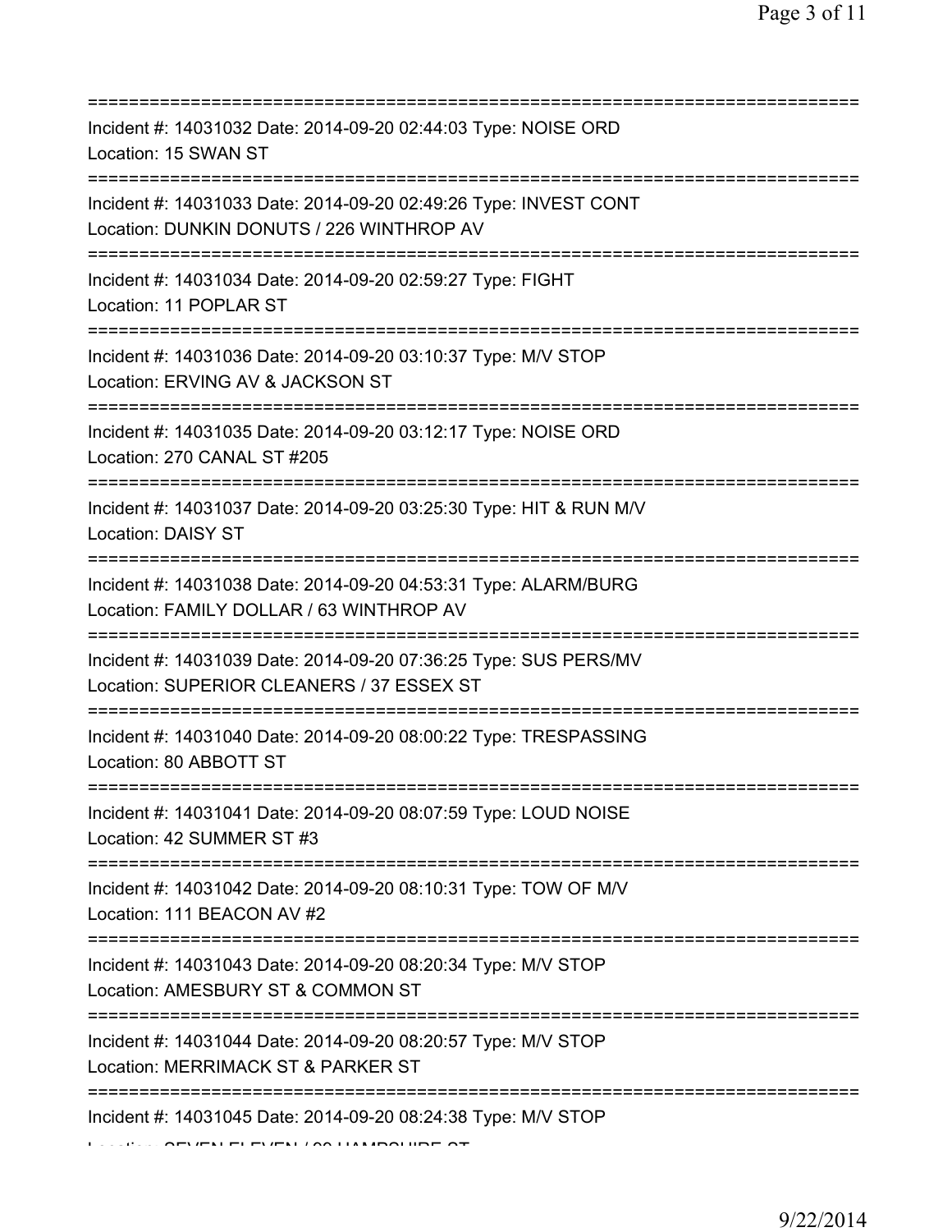===========================================================================

Incident #: 14031032 Date: 2014-09-20 02:44:03 Type: NOISE ORD
Location: 15 SWAN ST

===========================================================================

Incident #: 14031033 Date: 2014-09-20 02:49:26 Type: INVEST CONT
Location: DUNKIN DONUTS / 226 WINTHROP AV

===========================================================================

Incident #: 14031034 Date: 2014-09-20 02:59:27 Type: FIGHT
Location: 11 POPLAR ST

===========================================================================

Incident #: 14031036 Date: 2014-09-20 03:10:37 Type: M/V STOP
Location: ERVING AV & JACKSON ST

===========================================================================

Incident #: 14031035 Date: 2014-09-20 03:12:17 Type: NOISE ORD
Location: 270 CANAL ST #205

===========================================================================

Incident #: 14031037 Date: 2014-09-20 03:25:30 Type: HIT & RUN M/V
Location: DAISY ST

===========================================================================

Incident #: 14031038 Date: 2014-09-20 04:53:31 Type: ALARM/BURG
Location: FAMILY DOLLAR / 63 WINTHROP AV

===========================================================================

Incident #: 14031039 Date: 2014-09-20 07:36:25 Type: SUS PERS/MV
Location: SUPERIOR CLEANERS / 37 ESSEX ST

===========================================================================

Incident #: 14031040 Date: 2014-09-20 08:00:22 Type: TRESPASSING
Location: 80 ABBOTT ST

===========================================================================

Incident #: 14031041 Date: 2014-09-20 08:07:59 Type: LOUD NOISE
Location: 42 SUMMER ST #3

===========================================================================

Incident #: 14031042 Date: 2014-09-20 08:10:31 Type: TOW OF M/V
Location: 111 BEACON AV #2

===========================================================================

Incident #: 14031043 Date: 2014-09-20 08:20:34 Type: M/V STOP
Location: AMESBURY ST & COMMON ST

===========================================================================

Incident #: 14031044 Date: 2014-09-20 08:20:57 Type: M/V STOP
Location: MERRIMACK ST & PARKER ST

===========================================================================

Incident #: 14031045 Date: 2014-09-20 08:24:38 Type: M/V STOP
Location: SEVEN ELEVEN / 99 HAMPSHIRE ST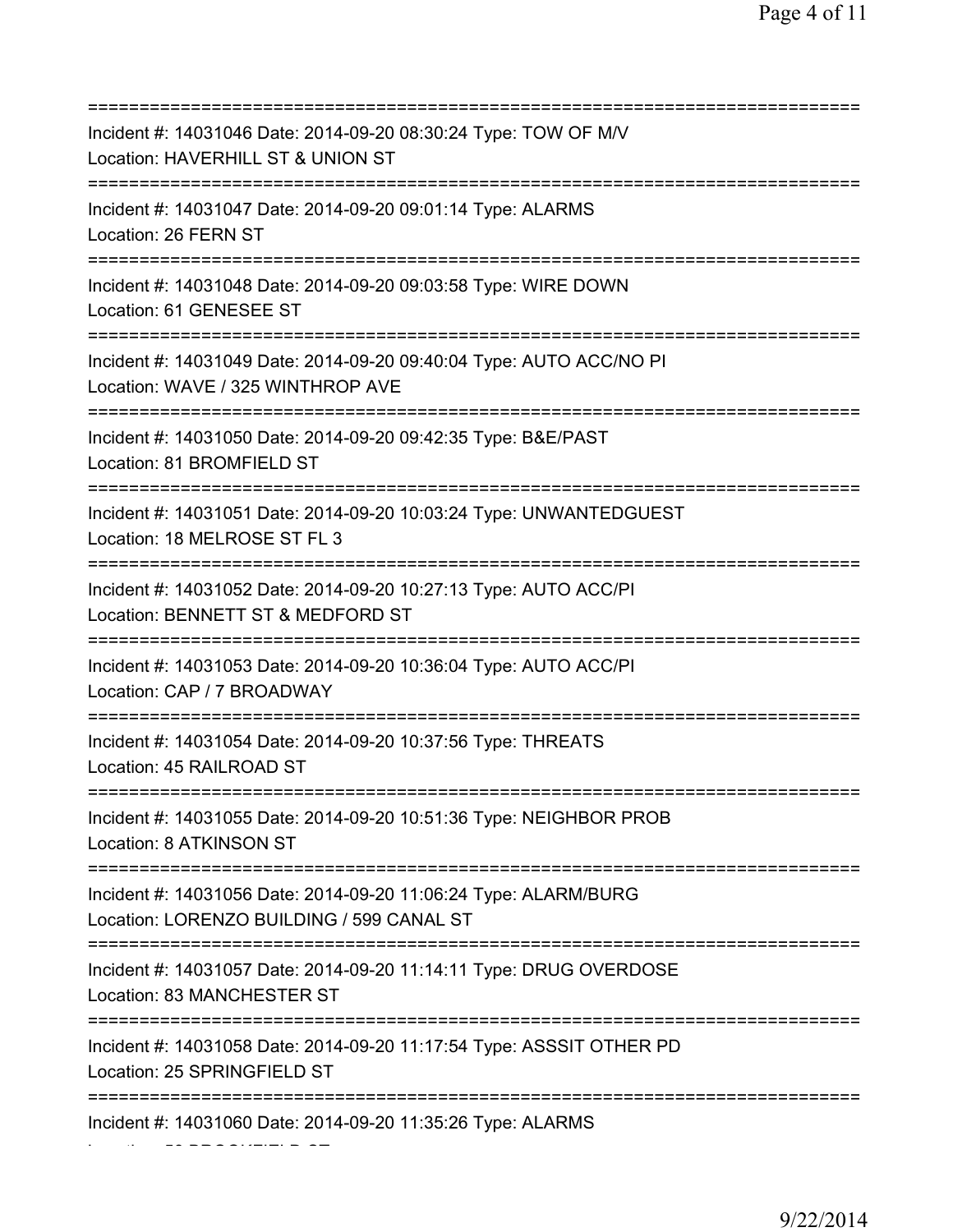===========================================================================
Incident #: 14031046 Date: 2014-09-20 08:30:24 Type: TOW OF M/V
Location: HAVERHILL ST & UNION ST
===========================================================================
Incident #: 14031047 Date: 2014-09-20 09:01:14 Type: ALARMS
Location: 26 FERN ST
===========================================================================
Incident #: 14031048 Date: 2014-09-20 09:03:58 Type: WIRE DOWN
Location: 61 GENESEE ST
===========================================================================
Incident #: 14031049 Date: 2014-09-20 09:40:04 Type: AUTO ACC/NO PI
Location: WAVE / 325 WINTHROP AVE
===========================================================================
Incident #: 14031050 Date: 2014-09-20 09:42:35 Type: B&E/PAST
Location: 81 BROMFIELD ST
===========================================================================
Incident #: 14031051 Date: 2014-09-20 10:03:24 Type: UNWANTEDGUEST
Location: 18 MELROSE ST FL 3
===========================================================================
Incident #: 14031052 Date: 2014-09-20 10:27:13 Type: AUTO ACC/PI
Location: BENNETT ST & MEDFORD ST
===========================================================================
Incident #: 14031053 Date: 2014-09-20 10:36:04 Type: AUTO ACC/PI
Location: CAP / 7 BROADWAY
===========================================================================
Incident #: 14031054 Date: 2014-09-20 10:37:56 Type: THREATS
Location: 45 RAILROAD ST
===========================================================================
Incident #: 14031055 Date: 2014-09-20 10:51:36 Type: NEIGHBOR PROB
Location: 8 ATKINSON ST
===========================================================================
Incident #: 14031056 Date: 2014-09-20 11:06:24 Type: ALARM/BURG
Location: LORENZO BUILDING / 599 CANAL ST
===========================================================================
Incident #: 14031057 Date: 2014-09-20 11:14:11 Type: DRUG OVERDOSE
Location: 83 MANCHESTER ST
===========================================================================
Incident #: 14031058 Date: 2014-09-20 11:17:54 Type: ASSSIT OTHER PD
Location: 25 SPRINGFIELD ST
===========================================================================
Incident #: 14031060 Date: 2014-09-20 11:35:26 Type: ALARMS
Location: 50 BROOKFIELD ST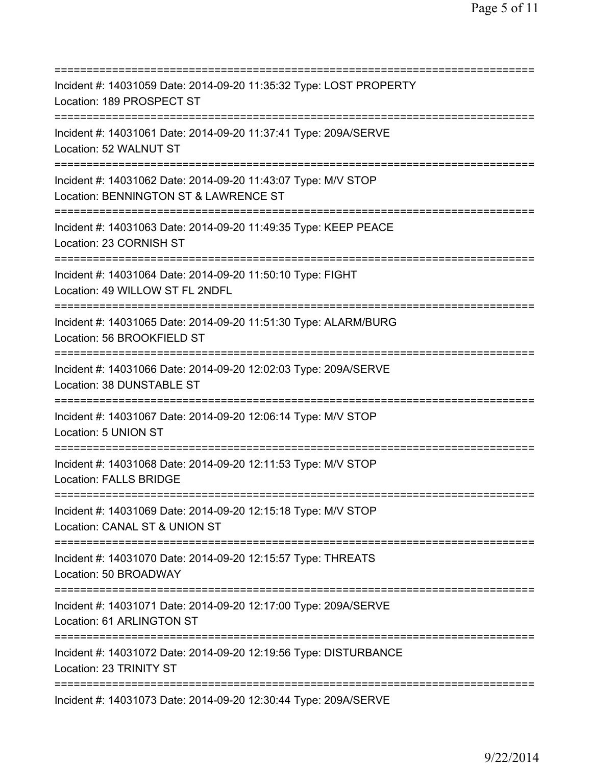==============================================================================
Incident #: 14031059 Date: 2014-09-20 11:35:32 Type: LOST PROPERTY
Location: 189 PROSPECT ST
==============================================================================
Incident #: 14031061 Date: 2014-09-20 11:37:41 Type: 209A/SERVE
Location: 52 WALNUT ST
==============================================================================
Incident #: 14031062 Date: 2014-09-20 11:43:07 Type: M/V STOP
Location: BENNINGTON ST & LAWRENCE ST
==============================================================================
Incident #: 14031063 Date: 2014-09-20 11:49:35 Type: KEEP PEACE
Location: 23 CORNISH ST
==============================================================================
Incident #: 14031064 Date: 2014-09-20 11:50:10 Type: FIGHT
Location: 49 WILLOW ST FL 2NDFL
==============================================================================
Incident #: 14031065 Date: 2014-09-20 11:51:30 Type: ALARM/BURG
Location: 56 BROOKFIELD ST
==============================================================================
Incident #: 14031066 Date: 2014-09-20 12:02:03 Type: 209A/SERVE
Location: 38 DUNSTABLE ST
==============================================================================
Incident #: 14031067 Date: 2014-09-20 12:06:14 Type: M/V STOP
Location: 5 UNION ST
==============================================================================
Incident #: 14031068 Date: 2014-09-20 12:11:53 Type: M/V STOP
Location: FALLS BRIDGE
==============================================================================
Incident #: 14031069 Date: 2014-09-20 12:15:18 Type: M/V STOP
Location: CANAL ST & UNION ST
==============================================================================
Incident #: 14031070 Date: 2014-09-20 12:15:57 Type: THREATS
Location: 50 BROADWAY
==============================================================================
Incident #: 14031071 Date: 2014-09-20 12:17:00 Type: 209A/SERVE
Location: 61 ARLINGTON ST
==============================================================================
Incident #: 14031072 Date: 2014-09-20 12:19:56 Type: DISTURBANCE
Location: 23 TRINITY ST
==============================================================================
Incident #: 14031073 Date: 2014-09-20 12:30:44 Type: 209A/SERVE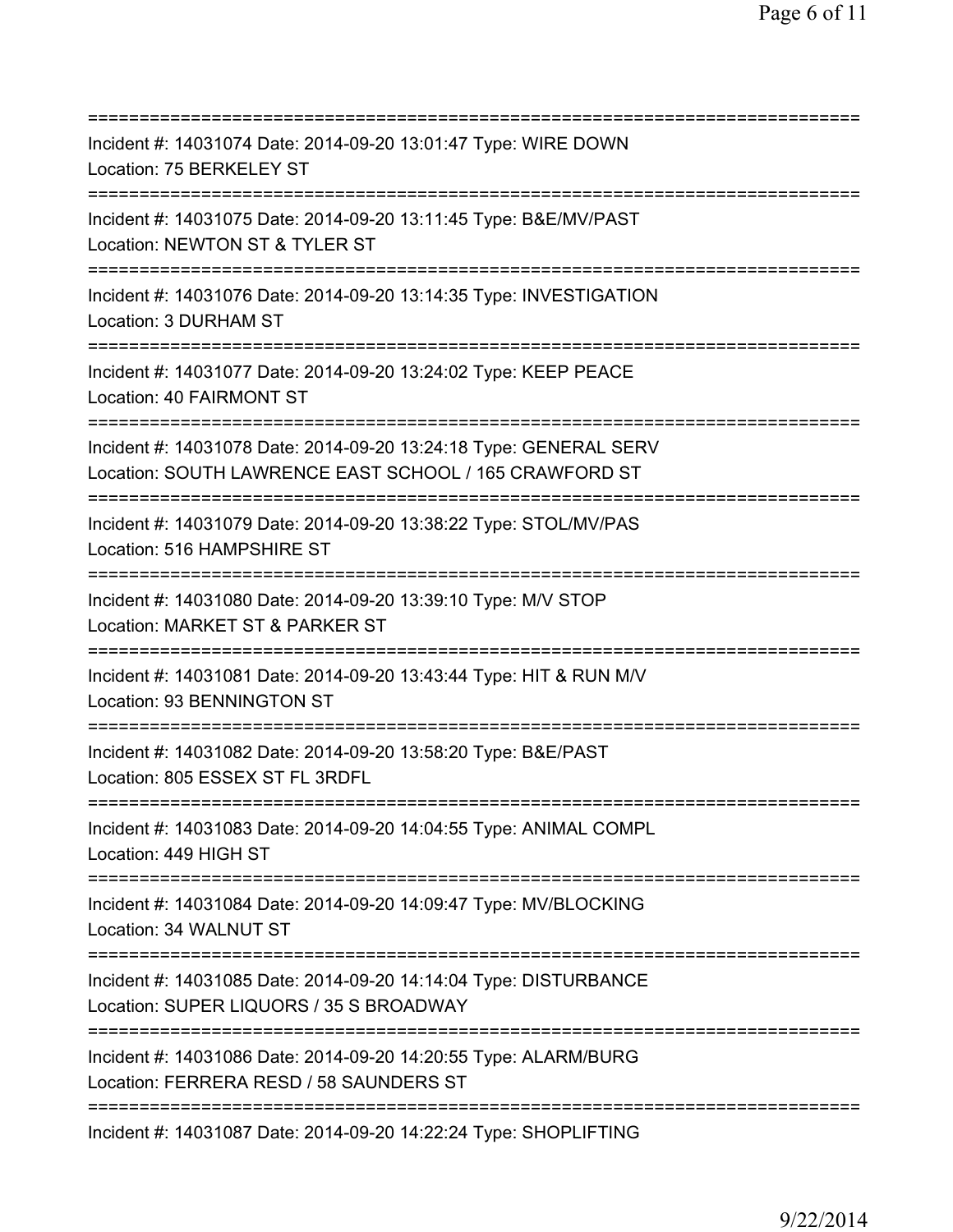===========================================================================

Incident #: 14031074 Date: 2014-09-20 13:01:47 Type: WIRE DOWN
Location: 75 BERKELEY ST

===========================================================================

Incident #: 14031075 Date: 2014-09-20 13:11:45 Type: B&E/MV/PAST
Location: NEWTON ST & TYLER ST

===========================================================================

Incident #: 14031076 Date: 2014-09-20 13:14:35 Type: INVESTIGATION
Location: 3 DURHAM ST

===========================================================================

Incident #: 14031077 Date: 2014-09-20 13:24:02 Type: KEEP PEACE
Location: 40 FAIRMONT ST

===========================================================================

Incident #: 14031078 Date: 2014-09-20 13:24:18 Type: GENERAL SERV
Location: SOUTH LAWRENCE EAST SCHOOL / 165 CRAWFORD ST

===========================================================================

Incident #: 14031079 Date: 2014-09-20 13:38:22 Type: STOL/MV/PAS
Location: 516 HAMPSHIRE ST

===========================================================================

Incident #: 14031080 Date: 2014-09-20 13:39:10 Type: M/V STOP
Location: MARKET ST & PARKER ST

===========================================================================

Incident #: 14031081 Date: 2014-09-20 13:43:44 Type: HIT & RUN M/V
Location: 93 BENNINGTON ST

===========================================================================

Incident #: 14031082 Date: 2014-09-20 13:58:20 Type: B&E/PAST
Location: 805 ESSEX ST FL 3RDFL

===========================================================================

Incident #: 14031083 Date: 2014-09-20 14:04:55 Type: ANIMAL COMPL
Location: 449 HIGH ST

===========================================================================

Incident #: 14031084 Date: 2014-09-20 14:09:47 Type: MV/BLOCKING
Location: 34 WALNUT ST

===========================================================================

Incident #: 14031085 Date: 2014-09-20 14:14:04 Type: DISTURBANCE
Location: SUPER LIQUORS / 35 S BROADWAY

===========================================================================

Incident #: 14031086 Date: 2014-09-20 14:20:55 Type: ALARM/BURG
Location: FERRERA RESD / 58 SAUNDERS ST

===========================================================================

Incident #: 14031087 Date: 2014-09-20 14:22:24 Type: SHOPLIFTING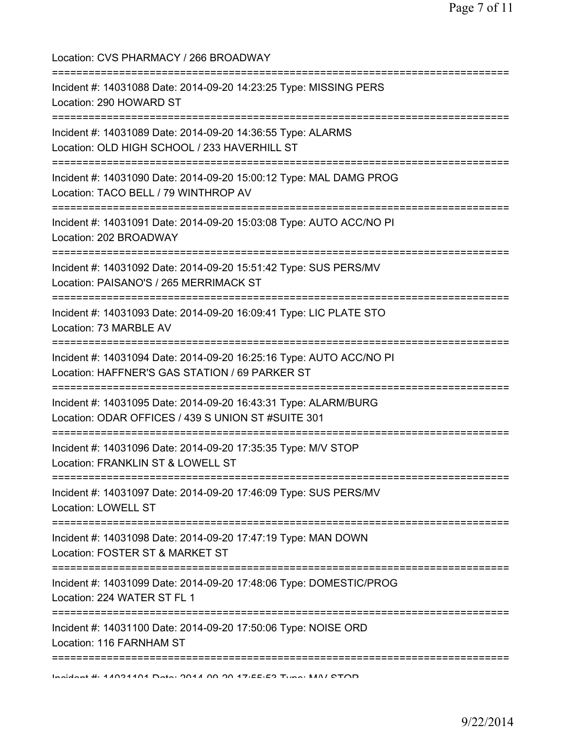Location: CVS PHARMACY / 266 BROADWAY

===========================================================================

Incident #: 14031088 Date: 2014-09-20 14:23:25 Type: MISSING PERS
Location: 290 HOWARD ST

===========================================================================

Incident #: 14031089 Date: 2014-09-20 14:36:55 Type: ALARMS
Location: OLD HIGH SCHOOL / 233 HAVERHILL ST

===========================================================================

Incident #: 14031090 Date: 2014-09-20 15:00:12 Type: MAL DAMG PROG
Location: TACO BELL / 79 WINTHROP AV

===========================================================================

Incident #: 14031091 Date: 2014-09-20 15:03:08 Type: AUTO ACC/NO PI
Location: 202 BROADWAY

===========================================================================

Incident #: 14031092 Date: 2014-09-20 15:51:42 Type: SUS PERS/MV
Location: PAISANO'S / 265 MERRIMACK ST

===========================================================================

Incident #: 14031093 Date: 2014-09-20 16:09:41 Type: LIC PLATE STO
Location: 73 MARBLE AV

===========================================================================

Incident #: 14031094 Date: 2014-09-20 16:25:16 Type: AUTO ACC/NO PI
Location: HAFFNER'S GAS STATION / 69 PARKER ST

===========================================================================

Incident #: 14031095 Date: 2014-09-20 16:43:31 Type: ALARM/BURG
Location: ODAR OFFICES / 439 S UNION ST #SUITE 301

===========================================================================

Incident #: 14031096 Date: 2014-09-20 17:35:35 Type: M/V STOP
Location: FRANKLIN ST & LOWELL ST

===========================================================================

Incident #: 14031097 Date: 2014-09-20 17:46:09 Type: SUS PERS/MV
Location: LOWELL ST

===========================================================================

Incident #: 14031098 Date: 2014-09-20 17:47:19 Type: MAN DOWN
Location: FOSTER ST & MARKET ST

===========================================================================

Incident #: 14031099 Date: 2014-09-20 17:48:06 Type: DOMESTIC/PROG
Location: 224 WATER ST FL 1

===========================================================================

Incident #: 14031100 Date: 2014-09-20 17:50:06 Type: NOISE ORD
Location: 116 FARNHAM ST

===========================================================================

Incident #: 14031101 Date: 2014-09-20 17:55:53 Type: M/V STOP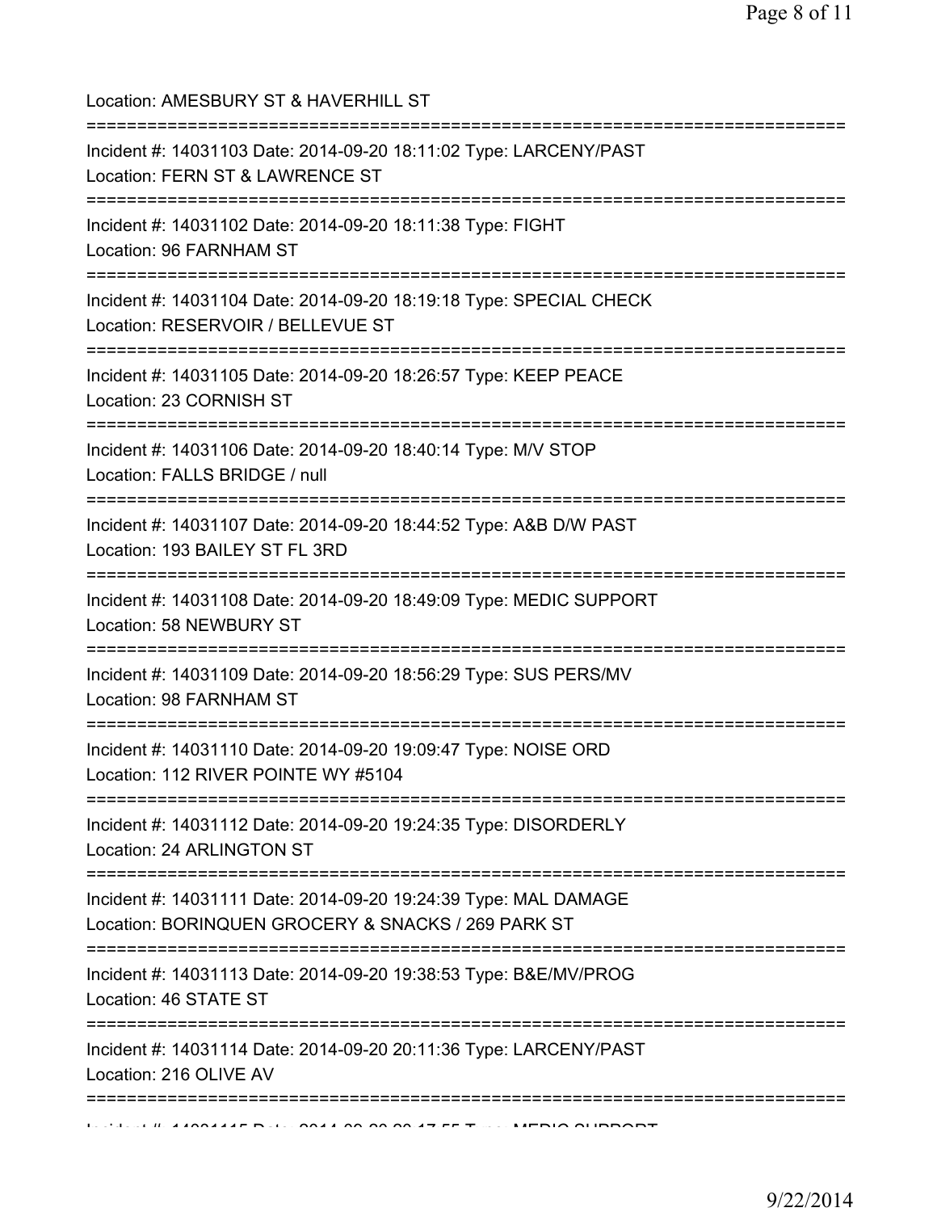Location: AMESBURY ST & HAVERHILL ST

===========================================================================

Incident #: 14031103 Date: 2014-09-20 18:11:02 Type: LARCENY/PAST
Location: FERN ST & LAWRENCE ST

===========================================================================

Incident #: 14031102 Date: 2014-09-20 18:11:38 Type: FIGHT
Location: 96 FARNHAM ST

===========================================================================

Incident #: 14031104 Date: 2014-09-20 18:19:18 Type: SPECIAL CHECK
Location: RESERVOIR / BELLEVUE ST

===========================================================================

Incident #: 14031105 Date: 2014-09-20 18:26:57 Type: KEEP PEACE
Location: 23 CORNISH ST

===========================================================================

Incident #: 14031106 Date: 2014-09-20 18:40:14 Type: M/V STOP
Location: FALLS BRIDGE / null

===========================================================================

Incident #: 14031107 Date: 2014-09-20 18:44:52 Type: A&B D/W PAST
Location: 193 BAILEY ST FL 3RD

===========================================================================

Incident #: 14031108 Date: 2014-09-20 18:49:09 Type: MEDIC SUPPORT
Location: 58 NEWBURY ST

===========================================================================

Incident #: 14031109 Date: 2014-09-20 18:56:29 Type: SUS PERS/MV
Location: 98 FARNHAM ST

===========================================================================

Incident #: 14031110 Date: 2014-09-20 19:09:47 Type: NOISE ORD
Location: 112 RIVER POINTE WY #5104

===========================================================================

Incident #: 14031112 Date: 2014-09-20 19:24:35 Type: DISORDERLY
Location: 24 ARLINGTON ST

===========================================================================

Incident #: 14031111 Date: 2014-09-20 19:24:39 Type: MAL DAMAGE
Location: BORINQUEN GROCERY & SNACKS / 269 PARK ST

===========================================================================

Incident #: 14031113 Date: 2014-09-20 19:38:53 Type: B&E/MV/PROG
Location: 46 STATE ST

===========================================================================

Incident #: 14031114 Date: 2014-09-20 20:11:36 Type: LARCENY/PAST
Location: 216 OLIVE AV

===========================================================================

Incident #: 14031115 Date: 2014-09-20 20:17:55 Type: MEDIC SUPPORT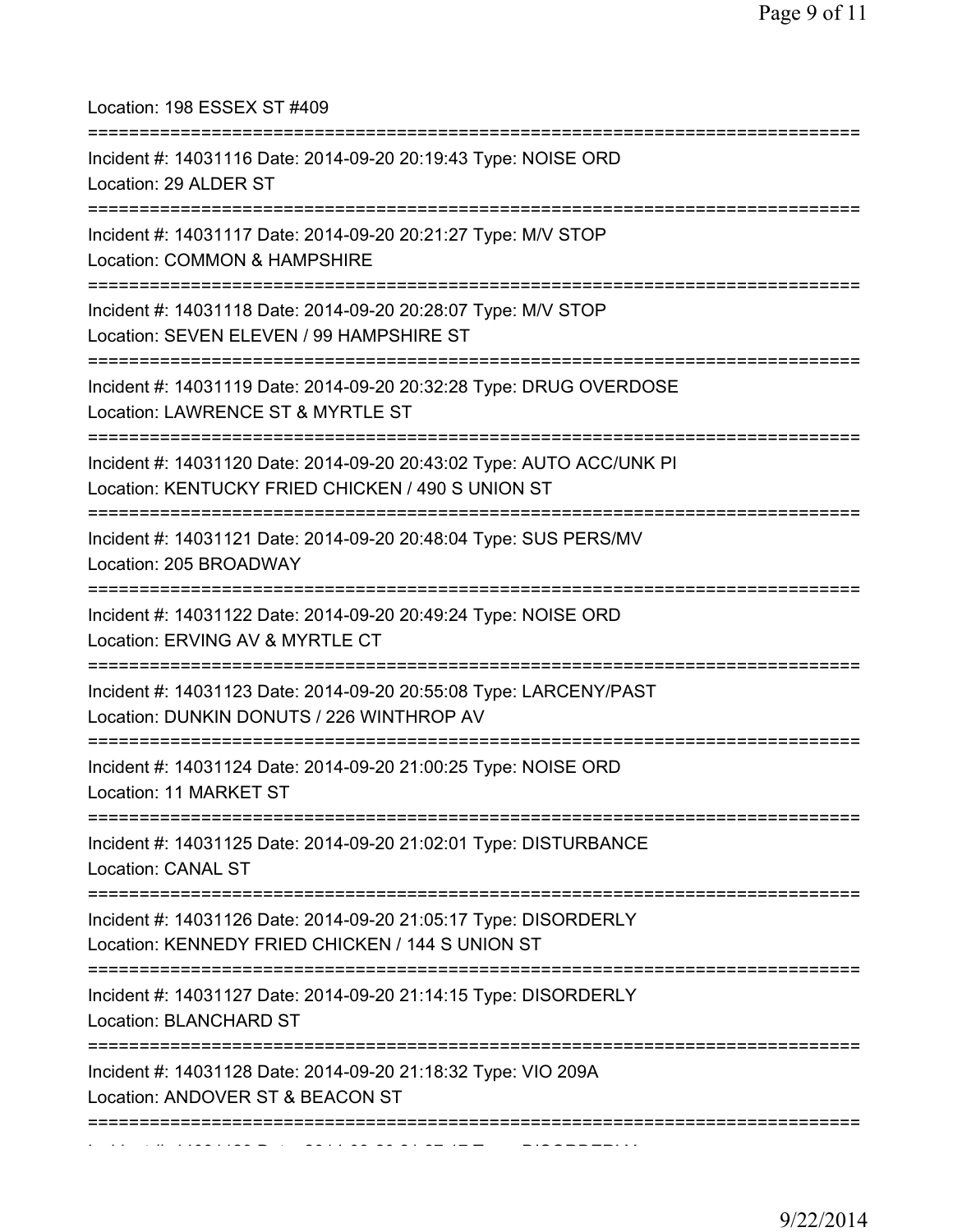Location: 198 ESSEX ST #409

===========================================================================

Incident #: 14031116 Date: 2014-09-20 20:19:43 Type: NOISE ORD
Location: 29 ALDER ST

===========================================================================

Incident #: 14031117 Date: 2014-09-20 20:21:27 Type: M/V STOP
Location: COMMON & HAMPSHIRE

===========================================================================

Incident #: 14031118 Date: 2014-09-20 20:28:07 Type: M/V STOP
Location: SEVEN ELEVEN / 99 HAMPSHIRE ST

===========================================================================

Incident #: 14031119 Date: 2014-09-20 20:32:28 Type: DRUG OVERDOSE
Location: LAWRENCE ST & MYRTLE ST

===========================================================================

Incident #: 14031120 Date: 2014-09-20 20:43:02 Type: AUTO ACC/UNK PI
Location: KENTUCKY FRIED CHICKEN / 490 S UNION ST

===========================================================================

Incident #: 14031121 Date: 2014-09-20 20:48:04 Type: SUS PERS/MV
Location: 205 BROADWAY

===========================================================================

Incident #: 14031122 Date: 2014-09-20 20:49:24 Type: NOISE ORD
Location: ERVING AV & MYRTLE CT

===========================================================================

Incident #: 14031123 Date: 2014-09-20 20:55:08 Type: LARCENY/PAST
Location: DUNKIN DONUTS / 226 WINTHROP AV

===========================================================================

Incident #: 14031124 Date: 2014-09-20 21:00:25 Type: NOISE ORD
Location: 11 MARKET ST

===========================================================================

Incident #: 14031125 Date: 2014-09-20 21:02:01 Type: DISTURBANCE
Location: CANAL ST

===========================================================================

Incident #: 14031126 Date: 2014-09-20 21:05:17 Type: DISORDERLY
Location: KENNEDY FRIED CHICKEN / 144 S UNION ST

===========================================================================

Incident #: 14031127 Date: 2014-09-20 21:14:15 Type: DISORDERLY
Location: BLANCHARD ST

===========================================================================

Incident #: 14031128 Date: 2014-09-20 21:18:32 Type: VIO 209A
Location: ANDOVER ST & BEACON ST

===========================================================================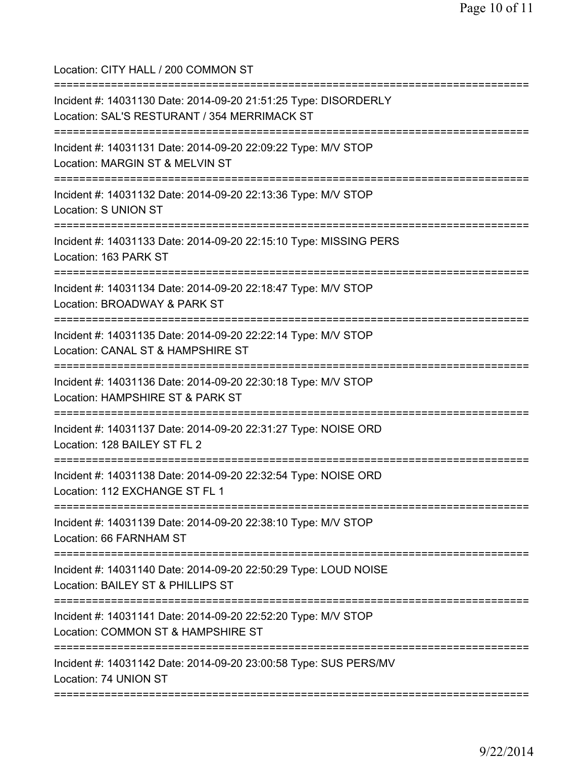Location: CITY HALL / 200 COMMON ST

===========================================================================

Incident #: 14031130 Date: 2014-09-20 21:51:25 Type: DISORDERLY

Location: SAL'S RESTURANT / 354 MERRIMACK ST

===========================================================================

Incident #: 14031131 Date: 2014-09-20 22:09:22 Type: M/V STOP

Location: MARGIN ST & MELVIN ST

===========================================================================

Incident #: 14031132 Date: 2014-09-20 22:13:36 Type: M/V STOP

Location: S UNION ST

===========================================================================

Incident #: 14031133 Date: 2014-09-20 22:15:10 Type: MISSING PERS

Location: 163 PARK ST

===========================================================================

Incident #: 14031134 Date: 2014-09-20 22:18:47 Type: M/V STOP

Location: BROADWAY & PARK ST

===========================================================================

Incident #: 14031135 Date: 2014-09-20 22:22:14 Type: M/V STOP

Location: CANAL ST & HAMPSHIRE ST

===========================================================================

Incident #: 14031136 Date: 2014-09-20 22:30:18 Type: M/V STOP

Location: HAMPSHIRE ST & PARK ST

===========================================================================

Incident #: 14031137 Date: 2014-09-20 22:31:27 Type: NOISE ORD

Location: 128 BAILEY ST FL 2

===========================================================================

Incident #: 14031138 Date: 2014-09-20 22:32:54 Type: NOISE ORD

Location: 112 EXCHANGE ST FL 1

===========================================================================

Incident #: 14031139 Date: 2014-09-20 22:38:10 Type: M/V STOP

Location: 66 FARNHAM ST

===========================================================================

Incident #: 14031140 Date: 2014-09-20 22:50:29 Type: LOUD NOISE

Location: BAILEY ST & PHILLIPS ST

===========================================================================

Incident #: 14031141 Date: 2014-09-20 22:52:20 Type: M/V STOP

Location: COMMON ST & HAMPSHIRE ST

===========================================================================

Incident #: 14031142 Date: 2014-09-20 23:00:58 Type: SUS PERS/MV

Location: 74 UNION ST

===========================================================================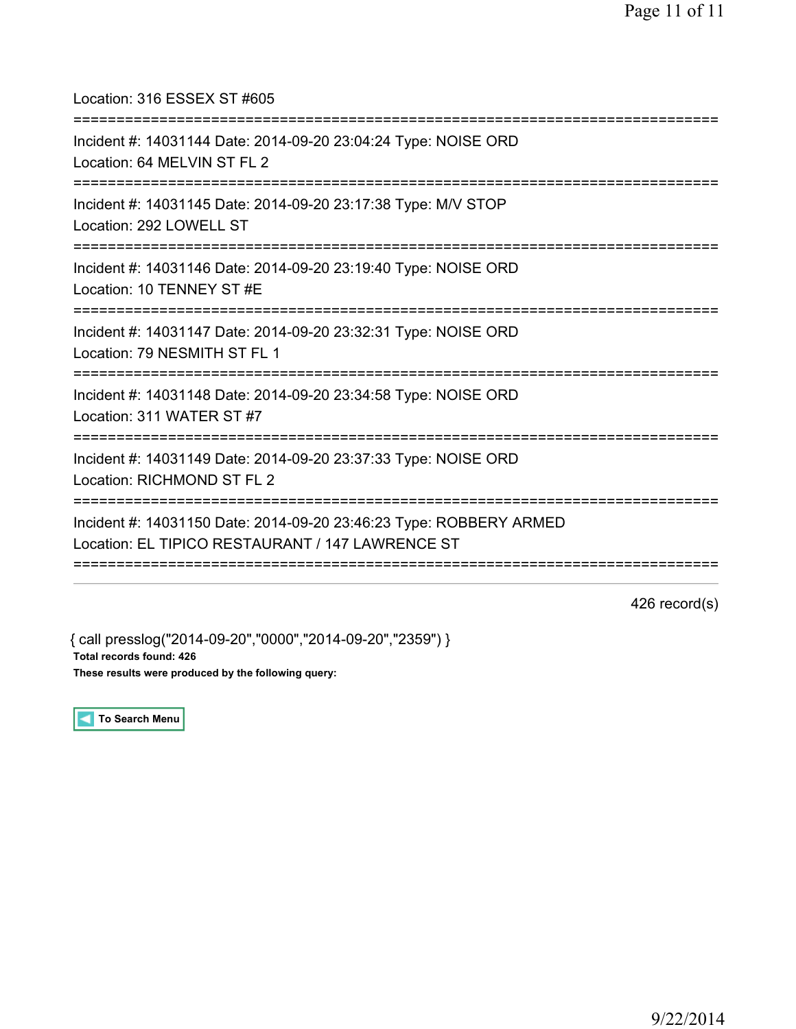Location: 316 ESSEX ST #605

===========================================================================

Incident #: 14031144 Date: 2014-09-20 23:04:24 Type: NOISE ORD

Location: 64 MELVIN ST FL 2

===========================================================================

Incident #: 14031145 Date: 2014-09-20 23:17:38 Type: M/V STOP

Location: 292 LOWELL ST

===========================================================================

Incident #: 14031146 Date: 2014-09-20 23:19:40 Type: NOISE ORD

Location: 10 TENNEY ST #E

===========================================================================

Incident #: 14031147 Date: 2014-09-20 23:32:31 Type: NOISE ORD

Location: 79 NESMITH ST FL 1

===========================================================================

Incident #: 14031148 Date: 2014-09-20 23:34:58 Type: NOISE ORD

Location: 311 WATER ST #7

===========================================================================

Incident #: 14031149 Date: 2014-09-20 23:37:33 Type: NOISE ORD

Location: RICHMOND ST FL 2

===========================================================================

Incident #: 14031150 Date: 2014-09-20 23:46:23 Type: ROBBERY ARMED

Location: EL TIPICO RESTAURANT / 147 LAWRENCE ST

===========================================================================

426 record(s)

{ call presslog("2014-09-20","0000","2014-09-20","2359") }

**Total records found: 426**

**These results were produced by the following query:**

To Search Menu

9/22/2014